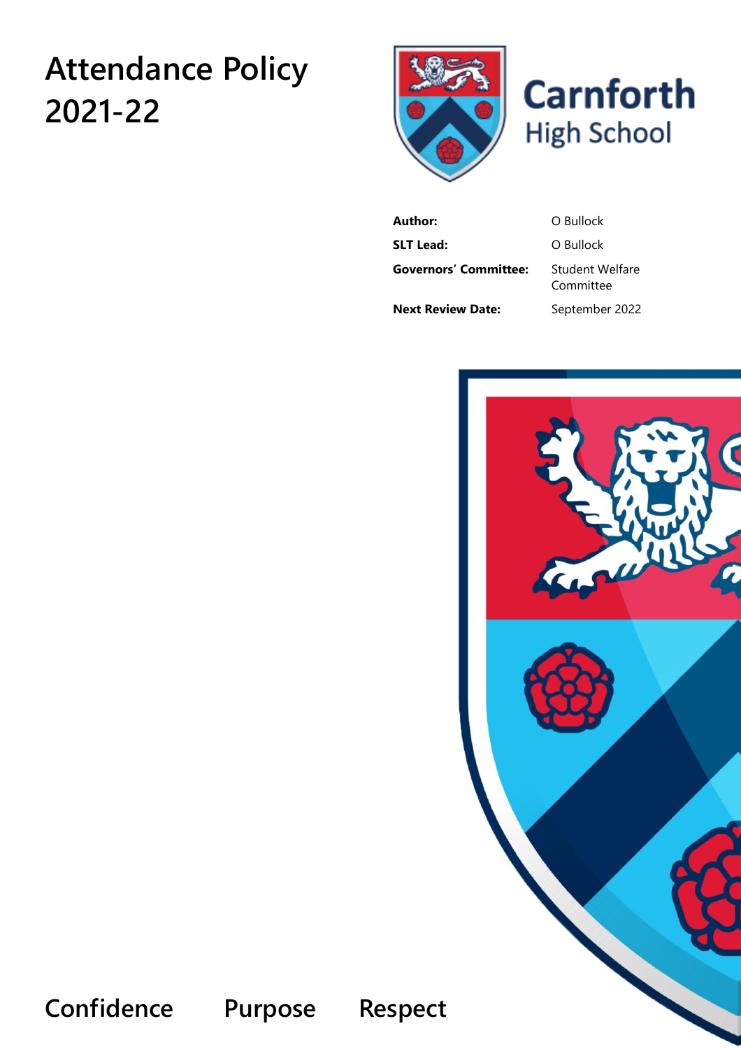# Attendance Policy 2021-22

Carnforth High School

| | |
|---|---|
| **Author:** | O Bullock |
| **SLT Lead:** | O Bullock |
| **Governors' Committee:** | Student Welfare Committee |
| **Next Review Date:** | September 2022 |

**Confidence Purpose Respect**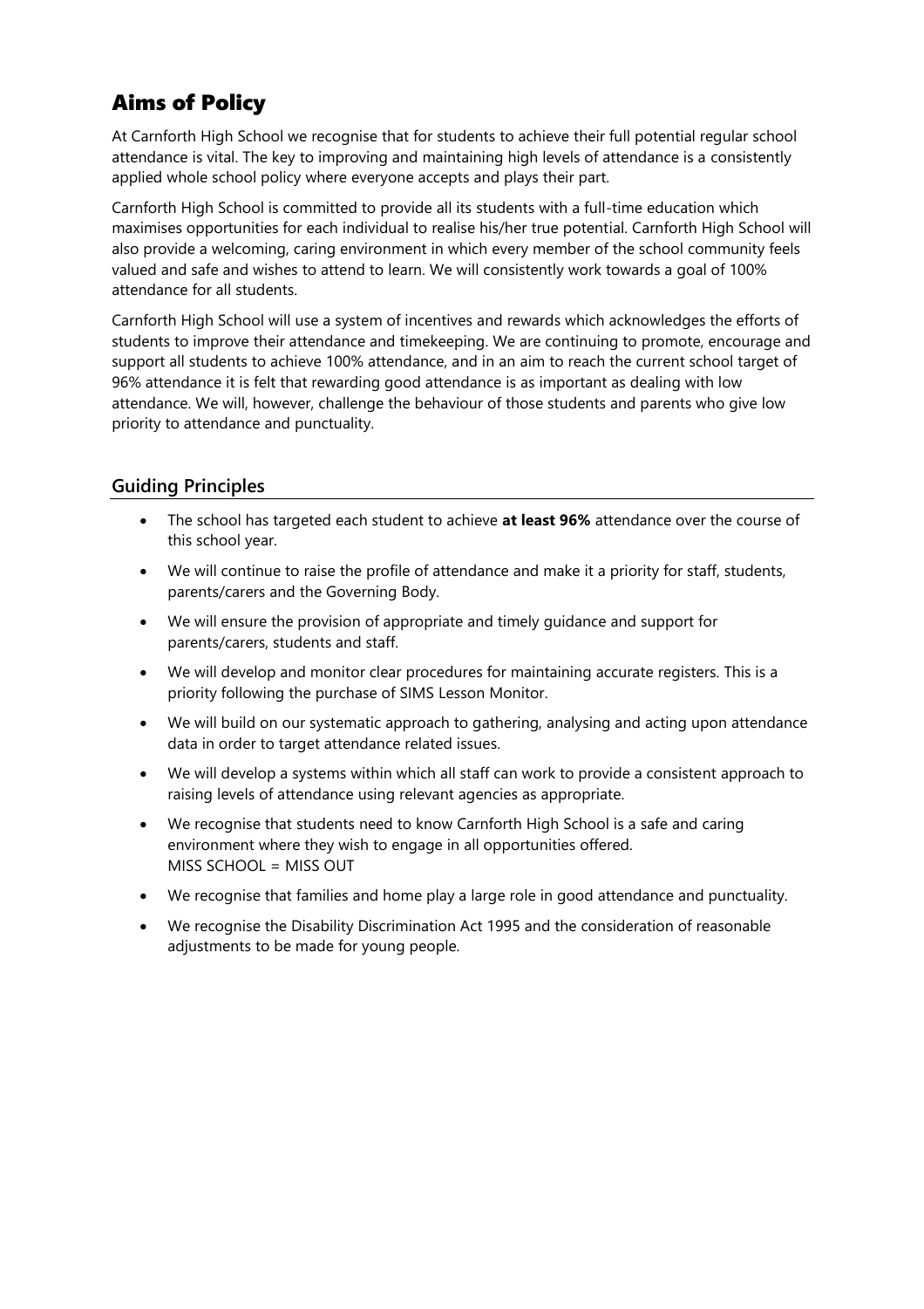# Aims of Policy

At Carnforth High School we recognise that for students to achieve their full potential regular school attendance is vital. The key to improving and maintaining high levels of attendance is a consistently applied whole school policy where everyone accepts and plays their part.

Carnforth High School is committed to provide all its students with a full-time education which maximises opportunities for each individual to realise his/her true potential. Carnforth High School will also provide a welcoming, caring environment in which every member of the school community feels valued and safe and wishes to attend to learn. We will consistently work towards a goal of 100% attendance for all students.

Carnforth High School will use a system of incentives and rewards which acknowledges the efforts of students to improve their attendance and timekeeping. We are continuing to promote, encourage and support all students to achieve 100% attendance, and in an aim to reach the current school target of 96% attendance it is felt that rewarding good attendance is as important as dealing with low attendance. We will, however, challenge the behaviour of those students and parents who give low priority to attendance and punctuality.

## Guiding Principles

- The school has targeted each student to achieve **at least 96%** attendance over the course of this school year.
- We will continue to raise the profile of attendance and make it a priority for staff, students, parents/carers and the Governing Body.
- We will ensure the provision of appropriate and timely guidance and support for parents/carers, students and staff.
- We will develop and monitor clear procedures for maintaining accurate registers. This is a priority following the purchase of SIMS Lesson Monitor.
- We will build on our systematic approach to gathering, analysing and acting upon attendance data in order to target attendance related issues.
- We will develop a systems within which all staff can work to provide a consistent approach to raising levels of attendance using relevant agencies as appropriate.
- We recognise that students need to know Carnforth High School is a safe and caring environment where they wish to engage in all opportunities offered.
  MISS SCHOOL = MISS OUT
- We recognise that families and home play a large role in good attendance and punctuality.
- We recognise the Disability Discrimination Act 1995 and the consideration of reasonable adjustments to be made for young people.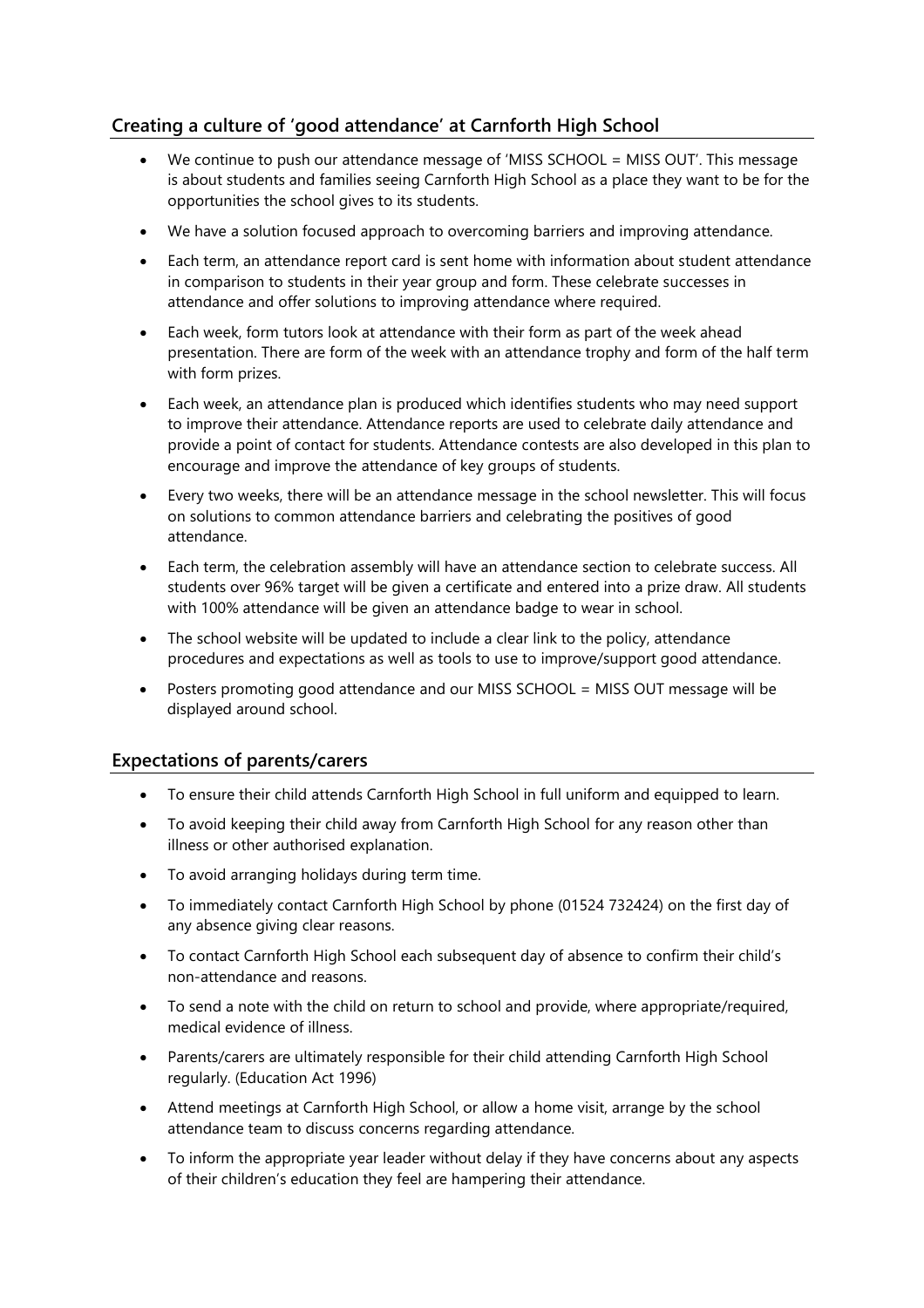## Creating a culture of 'good attendance' at Carnforth High School

- We continue to push our attendance message of 'MISS SCHOOL = MISS OUT'. This message is about students and families seeing Carnforth High School as a place they want to be for the opportunities the school gives to its students.
- We have a solution focused approach to overcoming barriers and improving attendance.
- Each term, an attendance report card is sent home with information about student attendance in comparison to students in their year group and form. These celebrate successes in attendance and offer solutions to improving attendance where required.
- Each week, form tutors look at attendance with their form as part of the week ahead presentation. There are form of the week with an attendance trophy and form of the half term with form prizes.
- Each week, an attendance plan is produced which identifies students who may need support to improve their attendance. Attendance reports are used to celebrate daily attendance and provide a point of contact for students. Attendance contests are also developed in this plan to encourage and improve the attendance of key groups of students.
- Every two weeks, there will be an attendance message in the school newsletter. This will focus on solutions to common attendance barriers and celebrating the positives of good attendance.
- Each term, the celebration assembly will have an attendance section to celebrate success. All students over 96% target will be given a certificate and entered into a prize draw. All students with 100% attendance will be given an attendance badge to wear in school.
- The school website will be updated to include a clear link to the policy, attendance procedures and expectations as well as tools to use to improve/support good attendance.
- Posters promoting good attendance and our MISS SCHOOL = MISS OUT message will be displayed around school.

## Expectations of parents/carers

- To ensure their child attends Carnforth High School in full uniform and equipped to learn.
- To avoid keeping their child away from Carnforth High School for any reason other than illness or other authorised explanation.
- To avoid arranging holidays during term time.
- To immediately contact Carnforth High School by phone (01524 732424) on the first day of any absence giving clear reasons.
- To contact Carnforth High School each subsequent day of absence to confirm their child's non-attendance and reasons.
- To send a note with the child on return to school and provide, where appropriate/required, medical evidence of illness.
- Parents/carers are ultimately responsible for their child attending Carnforth High School regularly. (Education Act 1996)
- Attend meetings at Carnforth High School, or allow a home visit, arrange by the school attendance team to discuss concerns regarding attendance.
- To inform the appropriate year leader without delay if they have concerns about any aspects of their children's education they feel are hampering their attendance.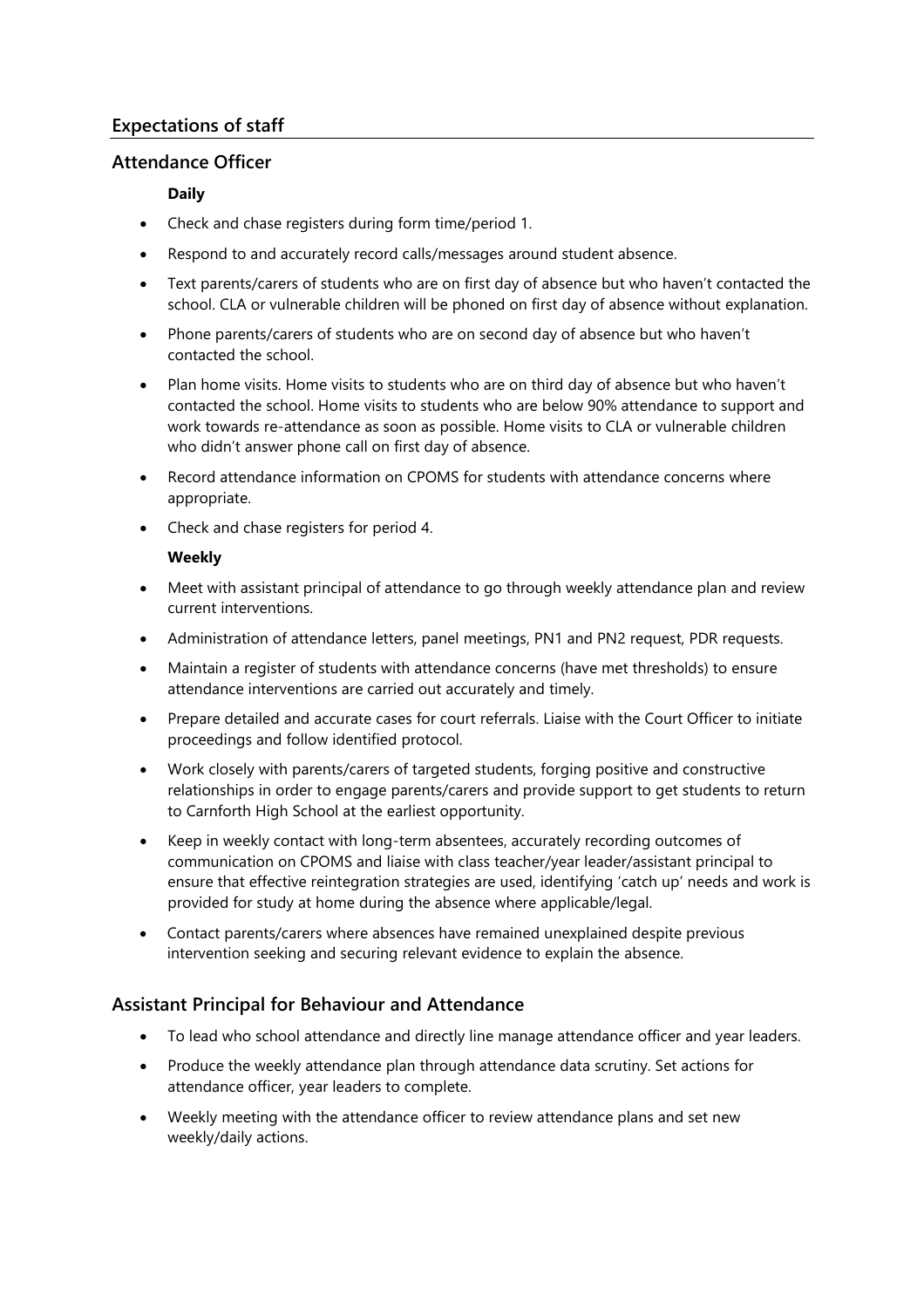## Expectations of staff

### Attendance Officer

**Daily**

- Check and chase registers during form time/period 1.
- Respond to and accurately record calls/messages around student absence.
- Text parents/carers of students who are on first day of absence but who haven't contacted the school. CLA or vulnerable children will be phoned on first day of absence without explanation.
- Phone parents/carers of students who are on second day of absence but who haven't contacted the school.
- Plan home visits. Home visits to students who are on third day of absence but who haven't contacted the school. Home visits to students who are below 90% attendance to support and work towards re-attendance as soon as possible. Home visits to CLA or vulnerable children who didn't answer phone call on first day of absence.
- Record attendance information on CPOMS for students with attendance concerns where appropriate.
- Check and chase registers for period 4.

**Weekly**

- Meet with assistant principal of attendance to go through weekly attendance plan and review current interventions.
- Administration of attendance letters, panel meetings, PN1 and PN2 request, PDR requests.
- Maintain a register of students with attendance concerns (have met thresholds) to ensure attendance interventions are carried out accurately and timely.
- Prepare detailed and accurate cases for court referrals. Liaise with the Court Officer to initiate proceedings and follow identified protocol.
- Work closely with parents/carers of targeted students, forging positive and constructive relationships in order to engage parents/carers and provide support to get students to return to Carnforth High School at the earliest opportunity.
- Keep in weekly contact with long-term absentees, accurately recording outcomes of communication on CPOMS and liaise with class teacher/year leader/assistant principal to ensure that effective reintegration strategies are used, identifying 'catch up' needs and work is provided for study at home during the absence where applicable/legal.
- Contact parents/carers where absences have remained unexplained despite previous intervention seeking and securing relevant evidence to explain the absence.

### Assistant Principal for Behaviour and Attendance

- To lead who school attendance and directly line manage attendance officer and year leaders.
- Produce the weekly attendance plan through attendance data scrutiny. Set actions for attendance officer, year leaders to complete.
- Weekly meeting with the attendance officer to review attendance plans and set new weekly/daily actions.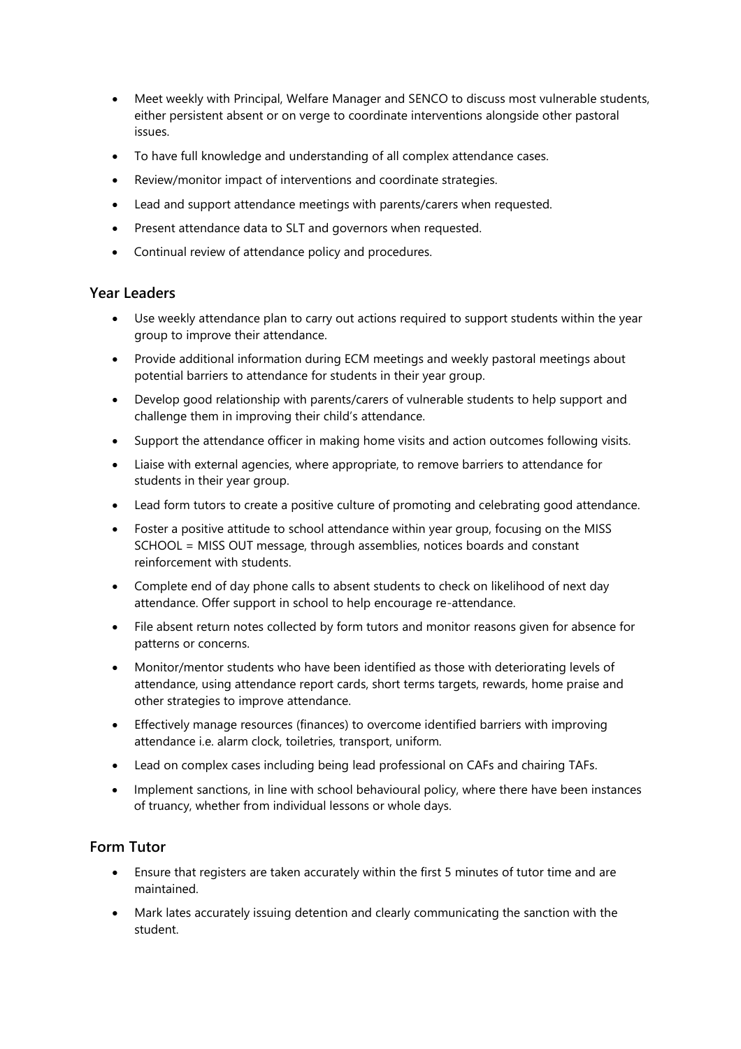- Meet weekly with Principal, Welfare Manager and SENCO to discuss most vulnerable students, either persistent absent or on verge to coordinate interventions alongside other pastoral issues.
- To have full knowledge and understanding of all complex attendance cases.
- Review/monitor impact of interventions and coordinate strategies.
- Lead and support attendance meetings with parents/carers when requested.
- Present attendance data to SLT and governors when requested.
- Continual review of attendance policy and procedures.

### Year Leaders

- Use weekly attendance plan to carry out actions required to support students within the year group to improve their attendance.
- Provide additional information during ECM meetings and weekly pastoral meetings about potential barriers to attendance for students in their year group.
- Develop good relationship with parents/carers of vulnerable students to help support and challenge them in improving their child's attendance.
- Support the attendance officer in making home visits and action outcomes following visits.
- Liaise with external agencies, where appropriate, to remove barriers to attendance for students in their year group.
- Lead form tutors to create a positive culture of promoting and celebrating good attendance.
- Foster a positive attitude to school attendance within year group, focusing on the MISS SCHOOL = MISS OUT message, through assemblies, notices boards and constant reinforcement with students.
- Complete end of day phone calls to absent students to check on likelihood of next day attendance. Offer support in school to help encourage re-attendance.
- File absent return notes collected by form tutors and monitor reasons given for absence for patterns or concerns.
- Monitor/mentor students who have been identified as those with deteriorating levels of attendance, using attendance report cards, short terms targets, rewards, home praise and other strategies to improve attendance.
- Effectively manage resources (finances) to overcome identified barriers with improving attendance i.e. alarm clock, toiletries, transport, uniform.
- Lead on complex cases including being lead professional on CAFs and chairing TAFs.
- Implement sanctions, in line with school behavioural policy, where there have been instances of truancy, whether from individual lessons or whole days.

### Form Tutor

- Ensure that registers are taken accurately within the first 5 minutes of tutor time and are maintained.
- Mark lates accurately issuing detention and clearly communicating the sanction with the student.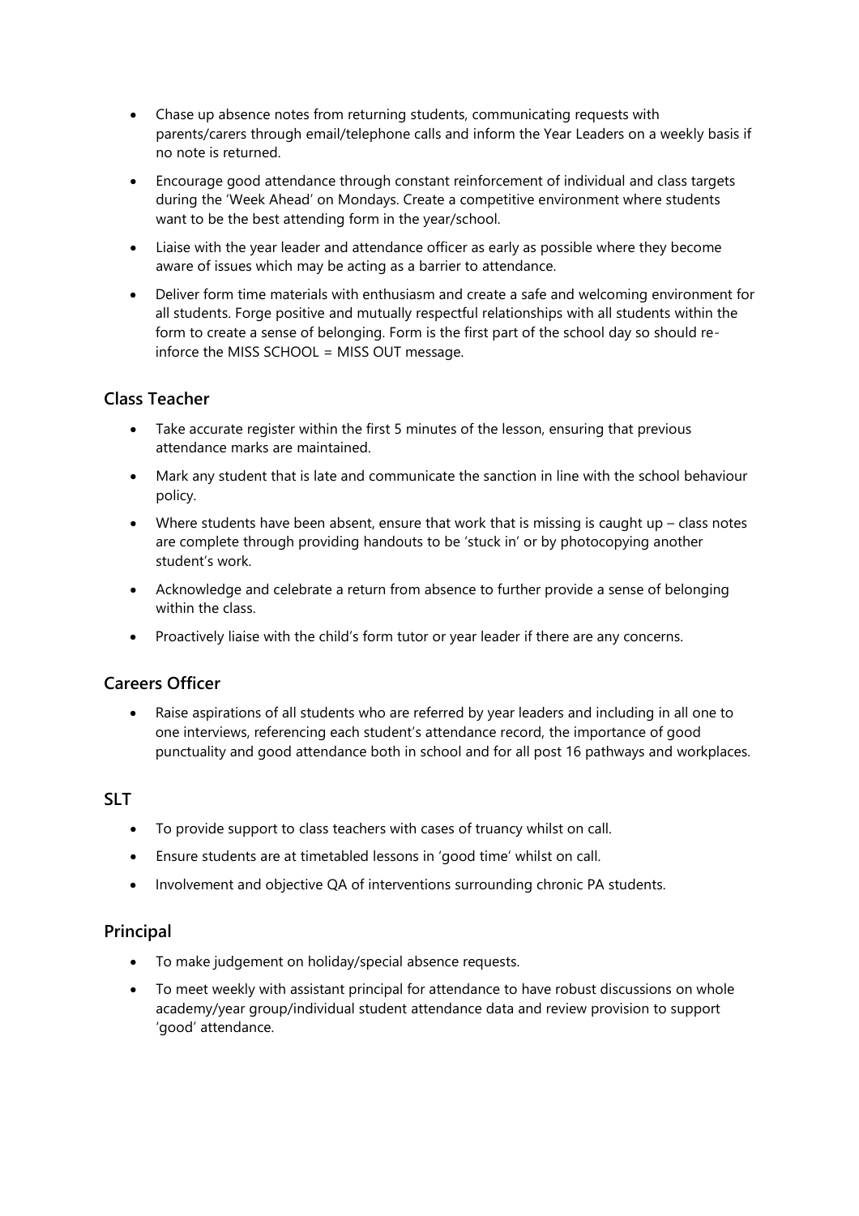- Chase up absence notes from returning students, communicating requests with parents/carers through email/telephone calls and inform the Year Leaders on a weekly basis if no note is returned.
- Encourage good attendance through constant reinforcement of individual and class targets during the 'Week Ahead' on Mondays. Create a competitive environment where students want to be the best attending form in the year/school.
- Liaise with the year leader and attendance officer as early as possible where they become aware of issues which may be acting as a barrier to attendance.
- Deliver form time materials with enthusiasm and create a safe and welcoming environment for all students. Forge positive and mutually respectful relationships with all students within the form to create a sense of belonging. Form is the first part of the school day so should re-inforce the MISS SCHOOL = MISS OUT message.

### Class Teacher

- Take accurate register within the first 5 minutes of the lesson, ensuring that previous attendance marks are maintained.
- Mark any student that is late and communicate the sanction in line with the school behaviour policy.
- Where students have been absent, ensure that work that is missing is caught up – class notes are complete through providing handouts to be 'stuck in' or by photocopying another student's work.
- Acknowledge and celebrate a return from absence to further provide a sense of belonging within the class.
- Proactively liaise with the child's form tutor or year leader if there are any concerns.

### Careers Officer

- Raise aspirations of all students who are referred by year leaders and including in all one to one interviews, referencing each student's attendance record, the importance of good punctuality and good attendance both in school and for all post 16 pathways and workplaces.

### SLT

- To provide support to class teachers with cases of truancy whilst on call.
- Ensure students are at timetabled lessons in 'good time' whilst on call.
- Involvement and objective QA of interventions surrounding chronic PA students.

### Principal

- To make judgement on holiday/special absence requests.
- To meet weekly with assistant principal for attendance to have robust discussions on whole academy/year group/individual student attendance data and review provision to support 'good' attendance.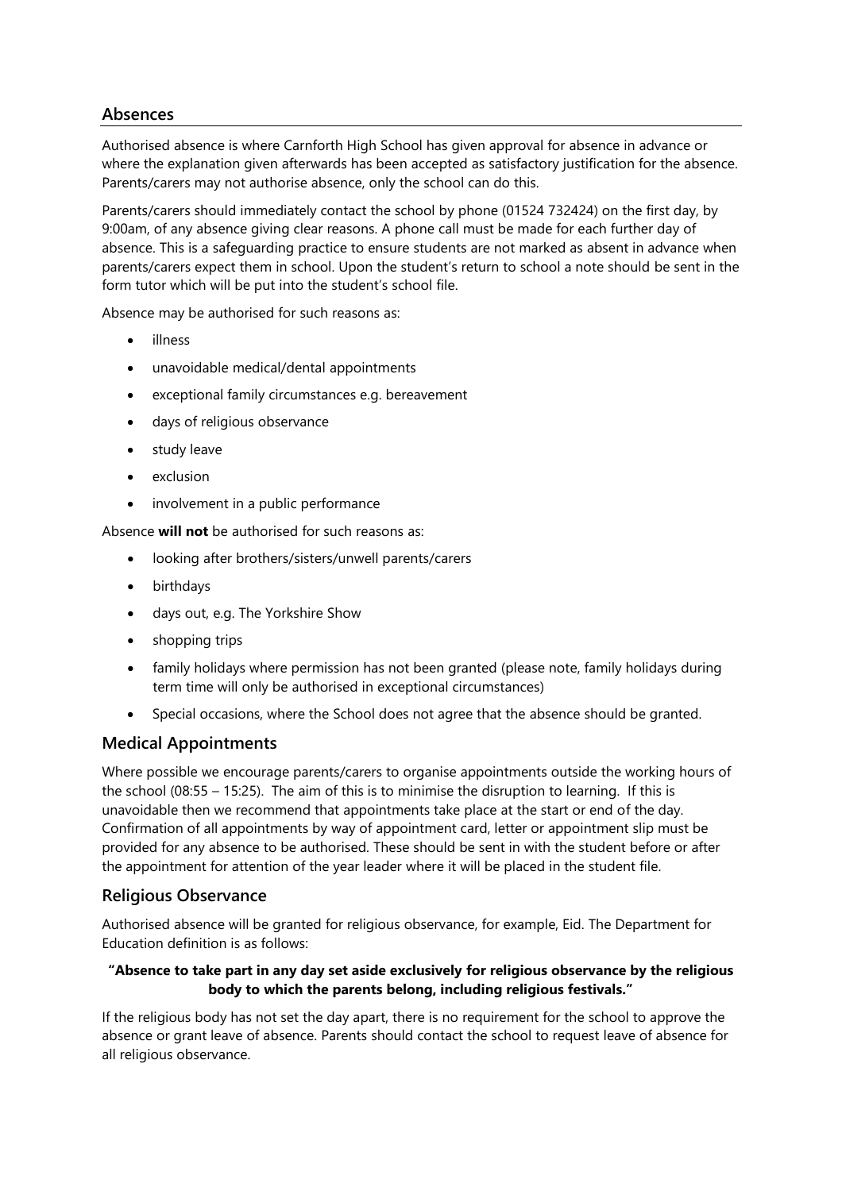## Absences

Authorised absence is where Carnforth High School has given approval for absence in advance or where the explanation given afterwards has been accepted as satisfactory justification for the absence. Parents/carers may not authorise absence, only the school can do this.

Parents/carers should immediately contact the school by phone (01524 732424) on the first day, by 9:00am, of any absence giving clear reasons. A phone call must be made for each further day of absence. This is a safeguarding practice to ensure students are not marked as absent in advance when parents/carers expect them in school. Upon the student's return to school a note should be sent in the form tutor which will be put into the student's school file.

Absence may be authorised for such reasons as:

- illness
- unavoidable medical/dental appointments
- exceptional family circumstances e.g. bereavement
- days of religious observance
- study leave
- exclusion
- involvement in a public performance

Absence **will not** be authorised for such reasons as:

- looking after brothers/sisters/unwell parents/carers
- birthdays
- days out, e.g. The Yorkshire Show
- shopping trips
- family holidays where permission has not been granted (please note, family holidays during term time will only be authorised in exceptional circumstances)
- Special occasions, where the School does not agree that the absence should be granted.

## Medical Appointments

Where possible we encourage parents/carers to organise appointments outside the working hours of the school (08:55 – 15:25). The aim of this is to minimise the disruption to learning. If this is unavoidable then we recommend that appointments take place at the start or end of the day. Confirmation of all appointments by way of appointment card, letter or appointment slip must be provided for any absence to be authorised. These should be sent in with the student before or after the appointment for attention of the year leader where it will be placed in the student file.

## Religious Observance

Authorised absence will be granted for religious observance, for example, Eid. The Department for Education definition is as follows:

**"Absence to take part in any day set aside exclusively for religious observance by the religious body to which the parents belong, including religious festivals."**

If the religious body has not set the day apart, there is no requirement for the school to approve the absence or grant leave of absence. Parents should contact the school to request leave of absence for all religious observance.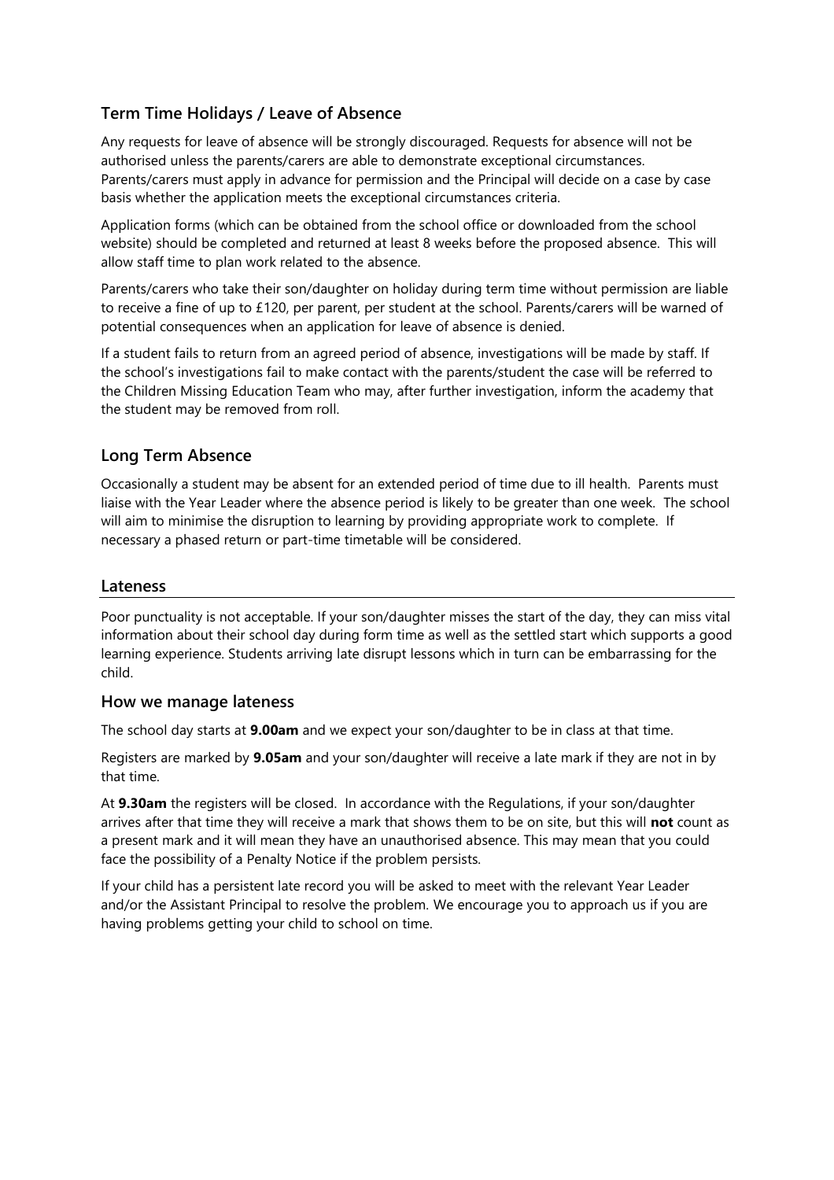## Term Time Holidays / Leave of Absence

Any requests for leave of absence will be strongly discouraged. Requests for absence will not be authorised unless the parents/carers are able to demonstrate exceptional circumstances. Parents/carers must apply in advance for permission and the Principal will decide on a case by case basis whether the application meets the exceptional circumstances criteria.

Application forms (which can be obtained from the school office or downloaded from the school website) should be completed and returned at least 8 weeks before the proposed absence. This will allow staff time to plan work related to the absence.

Parents/carers who take their son/daughter on holiday during term time without permission are liable to receive a fine of up to £120, per parent, per student at the school. Parents/carers will be warned of potential consequences when an application for leave of absence is denied.

If a student fails to return from an agreed period of absence, investigations will be made by staff. If the school's investigations fail to make contact with the parents/student the case will be referred to the Children Missing Education Team who may, after further investigation, inform the academy that the student may be removed from roll.

## Long Term Absence

Occasionally a student may be absent for an extended period of time due to ill health. Parents must liaise with the Year Leader where the absence period is likely to be greater than one week. The school will aim to minimise the disruption to learning by providing appropriate work to complete. If necessary a phased return or part-time timetable will be considered.

## Lateness

Poor punctuality is not acceptable. If your son/daughter misses the start of the day, they can miss vital information about their school day during form time as well as the settled start which supports a good learning experience. Students arriving late disrupt lessons which in turn can be embarrassing for the child.

### How we manage lateness

The school day starts at **9.00am** and we expect your son/daughter to be in class at that time.

Registers are marked by **9.05am** and your son/daughter will receive a late mark if they are not in by that time.

At **9.30am** the registers will be closed. In accordance with the Regulations, if your son/daughter arrives after that time they will receive a mark that shows them to be on site, but this will **not** count as a present mark and it will mean they have an unauthorised absence. This may mean that you could face the possibility of a Penalty Notice if the problem persists.

If your child has a persistent late record you will be asked to meet with the relevant Year Leader and/or the Assistant Principal to resolve the problem. We encourage you to approach us if you are having problems getting your child to school on time.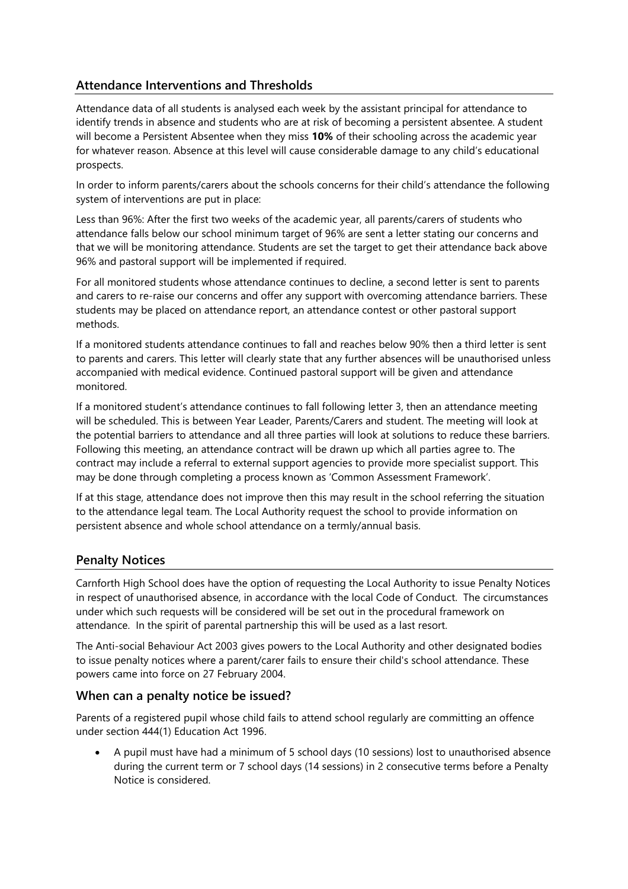## Attendance Interventions and Thresholds

Attendance data of all students is analysed each week by the assistant principal for attendance to identify trends in absence and students who are at risk of becoming a persistent absentee. A student will become a Persistent Absentee when they miss **10%** of their schooling across the academic year for whatever reason. Absence at this level will cause considerable damage to any child's educational prospects.

In order to inform parents/carers about the schools concerns for their child's attendance the following system of interventions are put in place:

Less than 96%: After the first two weeks of the academic year, all parents/carers of students who attendance falls below our school minimum target of 96% are sent a letter stating our concerns and that we will be monitoring attendance. Students are set the target to get their attendance back above 96% and pastoral support will be implemented if required.

For all monitored students whose attendance continues to decline, a second letter is sent to parents and carers to re-raise our concerns and offer any support with overcoming attendance barriers. These students may be placed on attendance report, an attendance contest or other pastoral support methods.

If a monitored students attendance continues to fall and reaches below 90% then a third letter is sent to parents and carers. This letter will clearly state that any further absences will be unauthorised unless accompanied with medical evidence. Continued pastoral support will be given and attendance monitored.

If a monitored student's attendance continues to fall following letter 3, then an attendance meeting will be scheduled. This is between Year Leader, Parents/Carers and student. The meeting will look at the potential barriers to attendance and all three parties will look at solutions to reduce these barriers. Following this meeting, an attendance contract will be drawn up which all parties agree to. The contract may include a referral to external support agencies to provide more specialist support. This may be done through completing a process known as 'Common Assessment Framework'.

If at this stage, attendance does not improve then this may result in the school referring the situation to the attendance legal team. The Local Authority request the school to provide information on persistent absence and whole school attendance on a termly/annual basis.

## Penalty Notices

Carnforth High School does have the option of requesting the Local Authority to issue Penalty Notices in respect of unauthorised absence, in accordance with the local Code of Conduct. The circumstances under which such requests will be considered will be set out in the procedural framework on attendance. In the spirit of parental partnership this will be used as a last resort.

The Anti-social Behaviour Act 2003 gives powers to the Local Authority and other designated bodies to issue penalty notices where a parent/carer fails to ensure their child's school attendance. These powers came into force on 27 February 2004.

### When can a penalty notice be issued?

Parents of a registered pupil whose child fails to attend school regularly are committing an offence under section 444(1) Education Act 1996.

- A pupil must have had a minimum of 5 school days (10 sessions) lost to unauthorised absence during the current term or 7 school days (14 sessions) in 2 consecutive terms before a Penalty Notice is considered.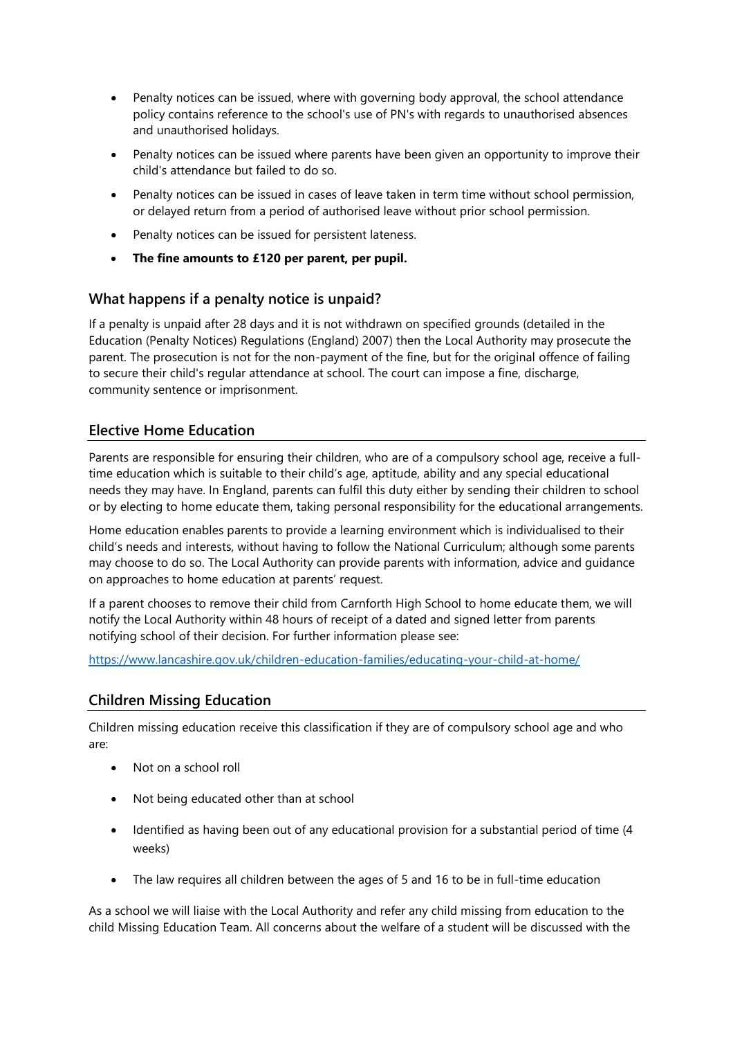- Penalty notices can be issued, where with governing body approval, the school attendance policy contains reference to the school's use of PN's with regards to unauthorised absences and unauthorised holidays.
- Penalty notices can be issued where parents have been given an opportunity to improve their child's attendance but failed to do so.
- Penalty notices can be issued in cases of leave taken in term time without school permission, or delayed return from a period of authorised leave without prior school permission.
- Penalty notices can be issued for persistent lateness.
- **The fine amounts to £120 per parent, per pupil.**

### What happens if a penalty notice is unpaid?

If a penalty is unpaid after 28 days and it is not withdrawn on specified grounds (detailed in the Education (Penalty Notices) Regulations (England) 2007) then the Local Authority may prosecute the parent. The prosecution is not for the non-payment of the fine, but for the original offence of failing to secure their child's regular attendance at school. The court can impose a fine, discharge, community sentence or imprisonment.

## Elective Home Education

Parents are responsible for ensuring their children, who are of a compulsory school age, receive a full-time education which is suitable to their child's age, aptitude, ability and any special educational needs they may have. In England, parents can fulfil this duty either by sending their children to school or by electing to home educate them, taking personal responsibility for the educational arrangements.

Home education enables parents to provide a learning environment which is individualised to their child's needs and interests, without having to follow the National Curriculum; although some parents may choose to do so. The Local Authority can provide parents with information, advice and guidance on approaches to home education at parents' request.

If a parent chooses to remove their child from Carnforth High School to home educate them, we will notify the Local Authority within 48 hours of receipt of a dated and signed letter from parents notifying school of their decision. For further information please see:

https://www.lancashire.gov.uk/children-education-families/educating-your-child-at-home/

## Children Missing Education

Children missing education receive this classification if they are of compulsory school age and who are:

- Not on a school roll
- Not being educated other than at school
- Identified as having been out of any educational provision for a substantial period of time (4 weeks)
- The law requires all children between the ages of 5 and 16 to be in full-time education

As a school we will liaise with the Local Authority and refer any child missing from education to the child Missing Education Team. All concerns about the welfare of a student will be discussed with the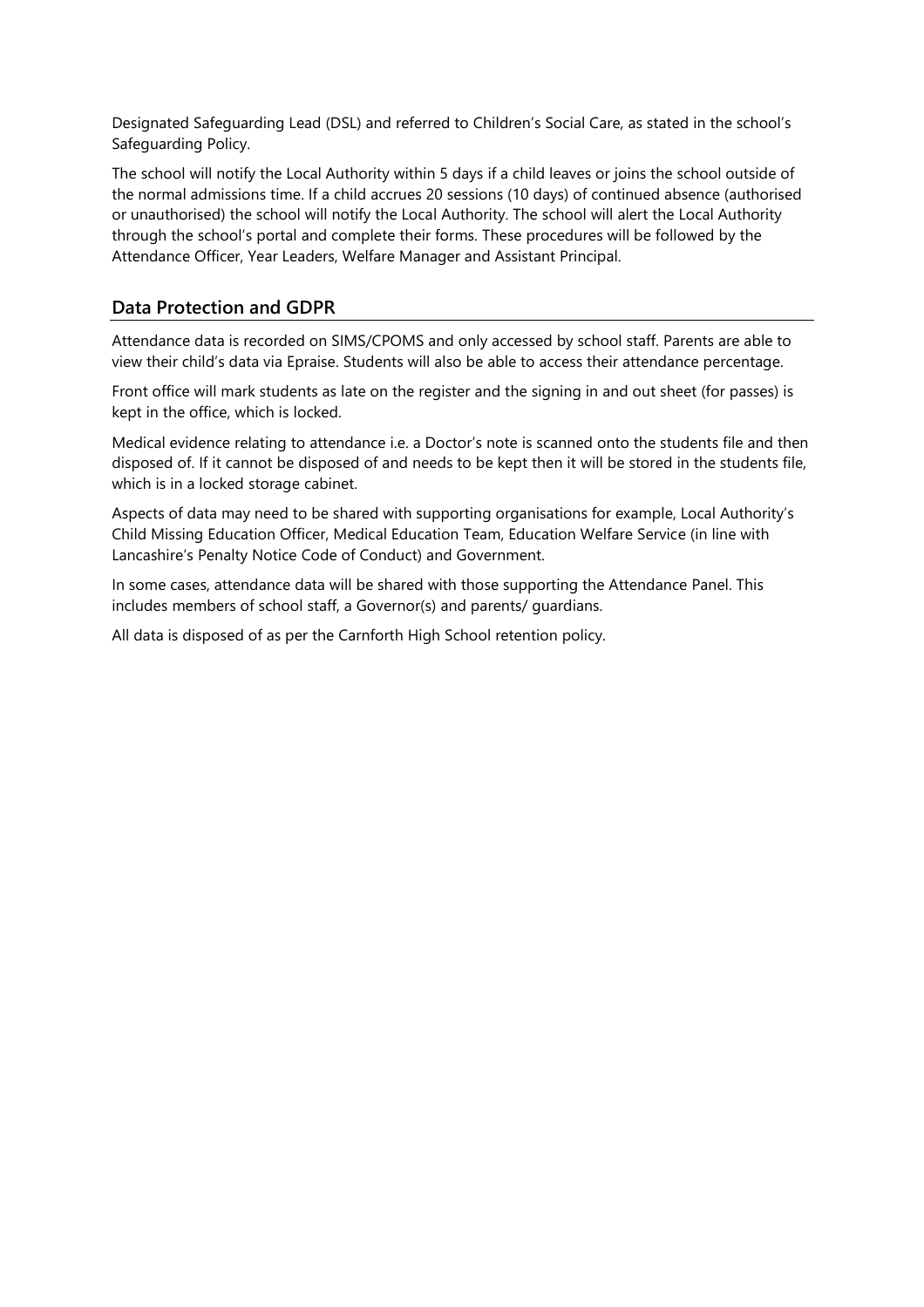Designated Safeguarding Lead (DSL) and referred to Children's Social Care, as stated in the school's Safeguarding Policy.

The school will notify the Local Authority within 5 days if a child leaves or joins the school outside of the normal admissions time. If a child accrues 20 sessions (10 days) of continued absence (authorised or unauthorised) the school will notify the Local Authority. The school will alert the Local Authority through the school's portal and complete their forms. These procedures will be followed by the Attendance Officer, Year Leaders, Welfare Manager and Assistant Principal.

## Data Protection and GDPR

Attendance data is recorded on SIMS/CPOMS and only accessed by school staff. Parents are able to view their child's data via Epraise. Students will also be able to access their attendance percentage.

Front office will mark students as late on the register and the signing in and out sheet (for passes) is kept in the office, which is locked.

Medical evidence relating to attendance i.e. a Doctor's note is scanned onto the students file and then disposed of. If it cannot be disposed of and needs to be kept then it will be stored in the students file, which is in a locked storage cabinet.

Aspects of data may need to be shared with supporting organisations for example, Local Authority's Child Missing Education Officer, Medical Education Team, Education Welfare Service (in line with Lancashire's Penalty Notice Code of Conduct) and Government.

In some cases, attendance data will be shared with those supporting the Attendance Panel. This includes members of school staff, a Governor(s) and parents/ guardians.

All data is disposed of as per the Carnforth High School retention policy.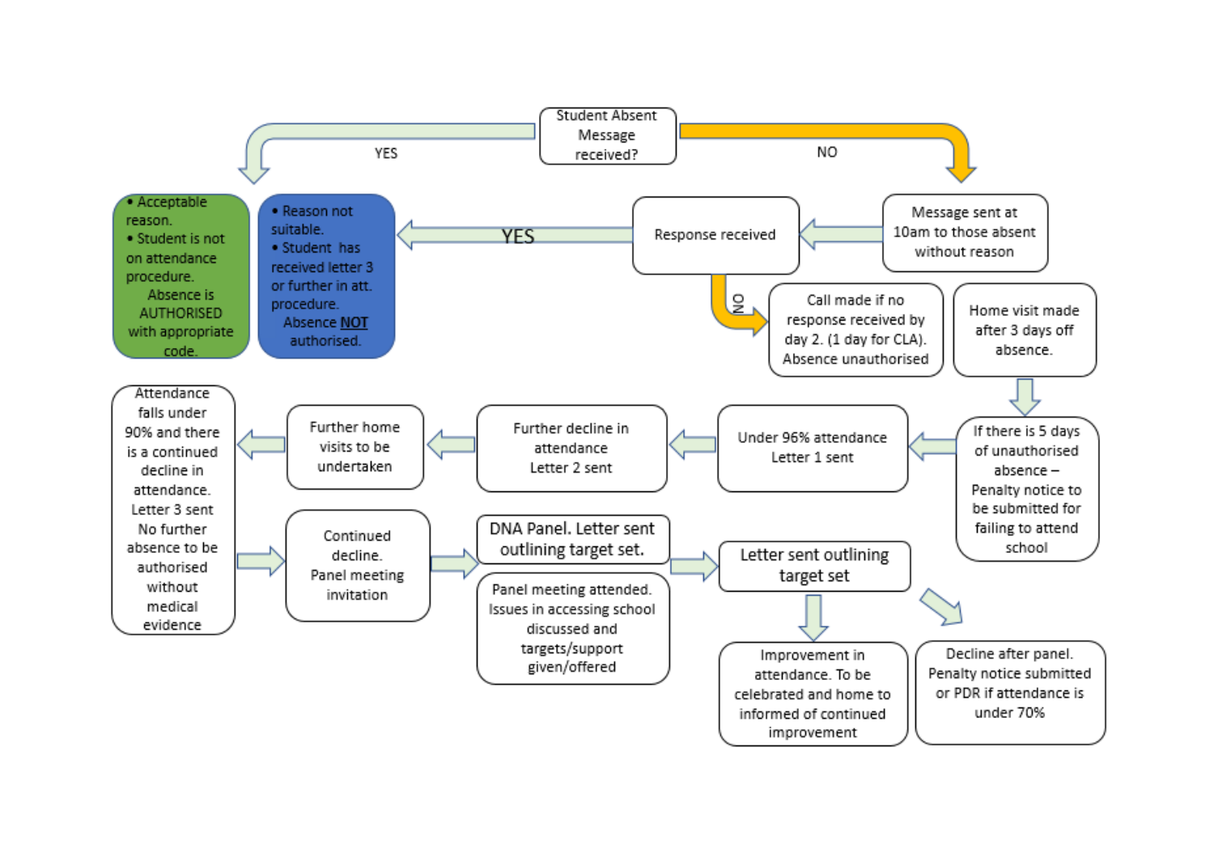Student Absent Message received?

YES

NO

- Acceptable reason.
- Student is not on attendance procedure.

Absence is AUTHORISED with appropriate code.

- Reason not suitable.
- Student has received letter 3 or further in att. procedure.

Absence **NOT** authorised.

YES

Response received

Message sent at 10am to those absent without reason

NO

Call made if no response received by day 2. (1 day for CLA). Absence unauthorised

Home visit made after 3 days off absence.

If there is 5 days of unauthorised absence – Penalty notice to be submitted for failing to attend school

Under 96% attendance Letter 1 sent

Further decline in attendance Letter 2 sent

Further home visits to be undertaken

Attendance falls under 90% and there is a continued decline in attendance. Letter 3 sent No further absence to be authorised without medical evidence

Continued decline. Panel meeting invitation

DNA Panel. Letter sent outlining target set.

Panel meeting attended. Issues in accessing school discussed and targets/support given/offered

Letter sent outlining target set

Improvement in attendance. To be celebrated and home to informed of continued improvement

Decline after panel. Penalty notice submitted or PDR if attendance is under 70%